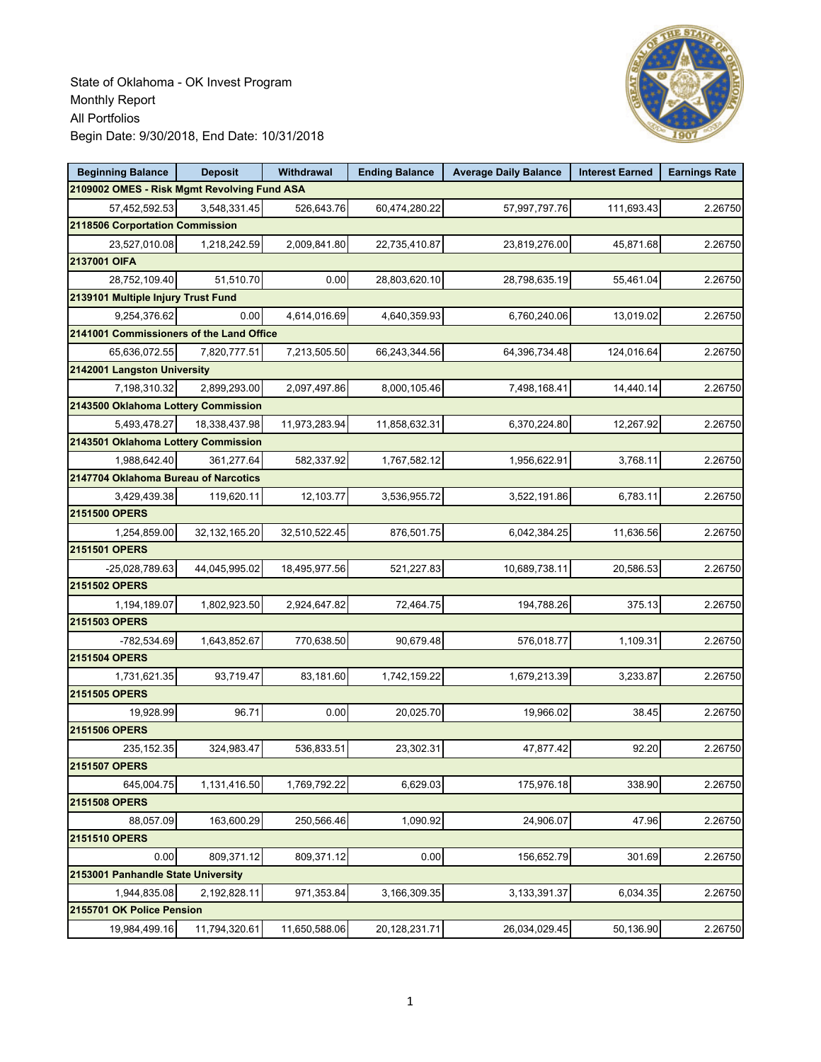State of Oklahoma - OK Invest Program
Monthly Report
All Portfolios
Begin Date: 9/30/2018, End Date: 10/31/2018

| Beginning Balance | Deposit | Withdrawal | Ending Balance | Average Daily Balance | Interest Earned | Earnings Rate |
|---|---|---|---|---|---|---|
| **2109002 OMES - Risk Mgmt Revolving Fund ASA** | | | | | | |
| 57,452,592.53 | 3,548,331.45 | 526,643.76 | 60,474,280.22 | 57,997,797.76 | 111,693.43 | 2.26750 |
| **2118506 Corportation Commission** | | | | | | |
| 23,527,010.08 | 1,218,242.59 | 2,009,841.80 | 22,735,410.87 | 23,819,276.00 | 45,871.68 | 2.26750 |
| **2137001 OIFA** | | | | | | |
| 28,752,109.40 | 51,510.70 | 0.00 | 28,803,620.10 | 28,798,635.19 | 55,461.04 | 2.26750 |
| **2139101 Multiple Injury Trust Fund** | | | | | | |
| 9,254,376.62 | 0.00 | 4,614,016.69 | 4,640,359.93 | 6,760,240.06 | 13,019.02 | 2.26750 |
| **2141001 Commissioners of the Land Office** | | | | | | |
| 65,636,072.55 | 7,820,777.51 | 7,213,505.50 | 66,243,344.56 | 64,396,734.48 | 124,016.64 | 2.26750 |
| **2142001 Langston University** | | | | | | |
| 7,198,310.32 | 2,899,293.00 | 2,097,497.86 | 8,000,105.46 | 7,498,168.41 | 14,440.14 | 2.26750 |
| **2143500 Oklahoma Lottery Commission** | | | | | | |
| 5,493,478.27 | 18,338,437.98 | 11,973,283.94 | 11,858,632.31 | 6,370,224.80 | 12,267.92 | 2.26750 |
| **2143501 Oklahoma Lottery Commission** | | | | | | |
| 1,988,642.40 | 361,277.64 | 582,337.92 | 1,767,582.12 | 1,956,622.91 | 3,768.11 | 2.26750 |
| **2147704 Oklahoma Bureau of Narcotics** | | | | | | |
| 3,429,439.38 | 119,620.11 | 12,103.77 | 3,536,955.72 | 3,522,191.86 | 6,783.11 | 2.26750 |
| **2151500 OPERS** | | | | | | |
| 1,254,859.00 | 32,132,165.20 | 32,510,522.45 | 876,501.75 | 6,042,384.25 | 11,636.56 | 2.26750 |
| **2151501 OPERS** | | | | | | |
| -25,028,789.63 | 44,045,995.02 | 18,495,977.56 | 521,227.83 | 10,689,738.11 | 20,586.53 | 2.26750 |
| **2151502 OPERS** | | | | | | |
| 1,194,189.07 | 1,802,923.50 | 2,924,647.82 | 72,464.75 | 194,788.26 | 375.13 | 2.26750 |
| **2151503 OPERS** | | | | | | |
| -782,534.69 | 1,643,852.67 | 770,638.50 | 90,679.48 | 576,018.77 | 1,109.31 | 2.26750 |
| **2151504 OPERS** | | | | | | |
| 1,731,621.35 | 93,719.47 | 83,181.60 | 1,742,159.22 | 1,679,213.39 | 3,233.87 | 2.26750 |
| **2151505 OPERS** | | | | | | |
| 19,928.99 | 96.71 | 0.00 | 20,025.70 | 19,966.02 | 38.45 | 2.26750 |
| **2151506 OPERS** | | | | | | |
| 235,152.35 | 324,983.47 | 536,833.51 | 23,302.31 | 47,877.42 | 92.20 | 2.26750 |
| **2151507 OPERS** | | | | | | |
| 645,004.75 | 1,131,416.50 | 1,769,792.22 | 6,629.03 | 175,976.18 | 338.90 | 2.26750 |
| **2151508 OPERS** | | | | | | |
| 88,057.09 | 163,600.29 | 250,566.46 | 1,090.92 | 24,906.07 | 47.96 | 2.26750 |
| **2151510 OPERS** | | | | | | |
| 0.00 | 809,371.12 | 809,371.12 | 0.00 | 156,652.79 | 301.69 | 2.26750 |
| **2153001 Panhandle State University** | | | | | | |
| 1,944,835.08 | 2,192,828.11 | 971,353.84 | 3,166,309.35 | 3,133,391.37 | 6,034.35 | 2.26750 |
| **2155701 OK Police Pension** | | | | | | |
| 19,984,499.16 | 11,794,320.61 | 11,650,588.06 | 20,128,231.71 | 26,034,029.45 | 50,136.90 | 2.26750 |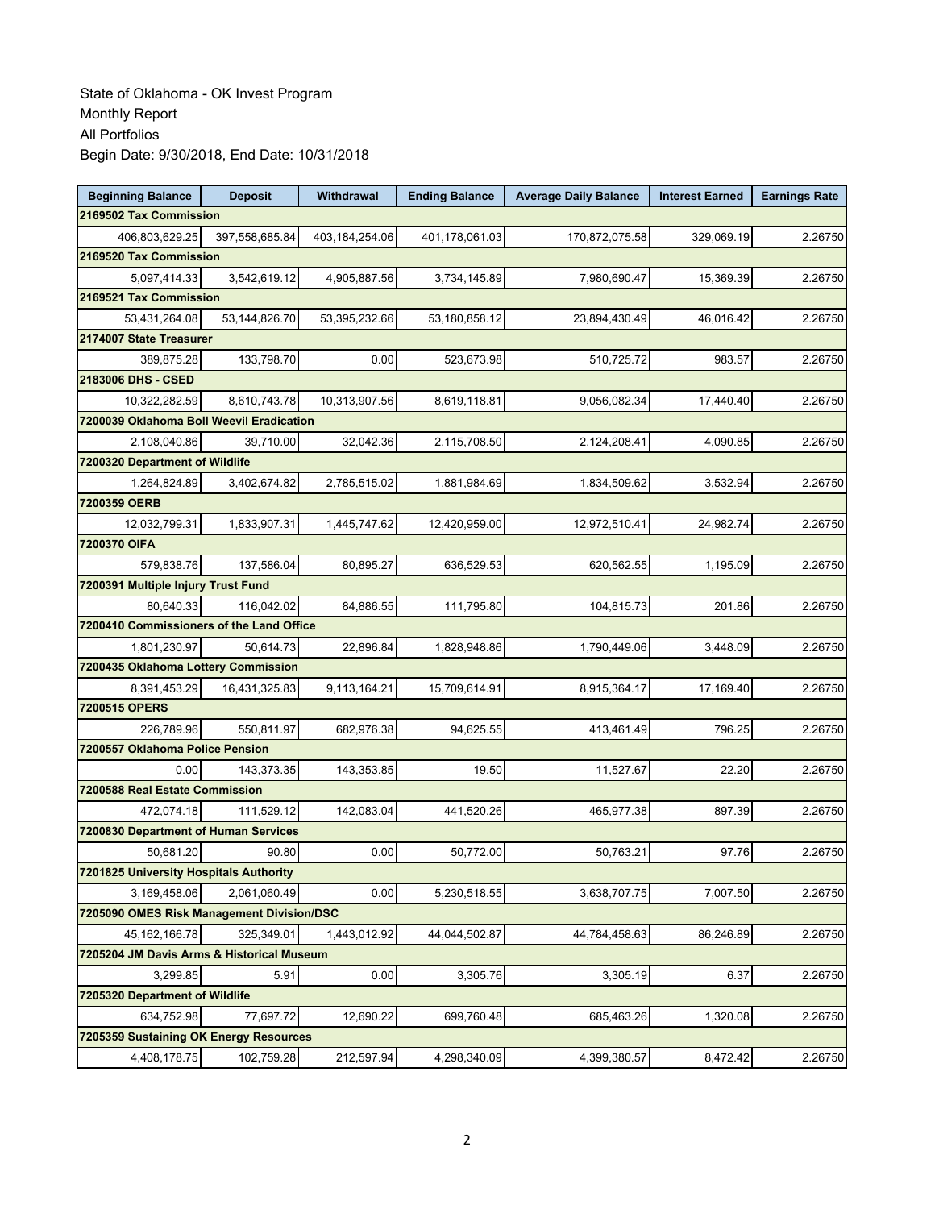State of Oklahoma - OK Invest Program
Monthly Report
All Portfolios
Begin Date: 9/30/2018, End Date: 10/31/2018

| Beginning Balance | Deposit | Withdrawal | Ending Balance | Average Daily Balance | Interest Earned | Earnings Rate |
|---|---|---|---|---|---|---|
| **2169502 Tax Commission** | | | | | | |
| 406,803,629.25 | 397,558,685.84 | 403,184,254.06 | 401,178,061.03 | 170,872,075.58 | 329,069.19 | 2.26750 |
| **2169520 Tax Commission** | | | | | | |
| 5,097,414.33 | 3,542,619.12 | 4,905,887.56 | 3,734,145.89 | 7,980,690.47 | 15,369.39 | 2.26750 |
| **2169521 Tax Commission** | | | | | | |
| 53,431,264.08 | 53,144,826.70 | 53,395,232.66 | 53,180,858.12 | 23,894,430.49 | 46,016.42 | 2.26750 |
| **2174007 State Treasurer** | | | | | | |
| 389,875.28 | 133,798.70 | 0.00 | 523,673.98 | 510,725.72 | 983.57 | 2.26750 |
| **2183006 DHS - CSED** | | | | | | |
| 10,322,282.59 | 8,610,743.78 | 10,313,907.56 | 8,619,118.81 | 9,056,082.34 | 17,440.40 | 2.26750 |
| **7200039 Oklahoma Boll Weevil Eradication** | | | | | | |
| 2,108,040.86 | 39,710.00 | 32,042.36 | 2,115,708.50 | 2,124,208.41 | 4,090.85 | 2.26750 |
| **7200320 Department of Wildlife** | | | | | | |
| 1,264,824.89 | 3,402,674.82 | 2,785,515.02 | 1,881,984.69 | 1,834,509.62 | 3,532.94 | 2.26750 |
| **7200359 OERB** | | | | | | |
| 12,032,799.31 | 1,833,907.31 | 1,445,747.62 | 12,420,959.00 | 12,972,510.41 | 24,982.74 | 2.26750 |
| **7200370 OIFA** | | | | | | |
| 579,838.76 | 137,586.04 | 80,895.27 | 636,529.53 | 620,562.55 | 1,195.09 | 2.26750 |
| **7200391 Multiple Injury Trust Fund** | | | | | | |
| 80,640.33 | 116,042.02 | 84,886.55 | 111,795.80 | 104,815.73 | 201.86 | 2.26750 |
| **7200410 Commissioners of the Land Office** | | | | | | |
| 1,801,230.97 | 50,614.73 | 22,896.84 | 1,828,948.86 | 1,790,449.06 | 3,448.09 | 2.26750 |
| **7200435 Oklahoma Lottery Commission** | | | | | | |
| 8,391,453.29 | 16,431,325.83 | 9,113,164.21 | 15,709,614.91 | 8,915,364.17 | 17,169.40 | 2.26750 |
| **7200515 OPERS** | | | | | | |
| 226,789.96 | 550,811.97 | 682,976.38 | 94,625.55 | 413,461.49 | 796.25 | 2.26750 |
| **7200557 Oklahoma Police Pension** | | | | | | |
| 0.00 | 143,373.35 | 143,353.85 | 19.50 | 11,527.67 | 22.20 | 2.26750 |
| **7200588 Real Estate Commission** | | | | | | |
| 472,074.18 | 111,529.12 | 142,083.04 | 441,520.26 | 465,977.38 | 897.39 | 2.26750 |
| **7200830 Department of Human Services** | | | | | | |
| 50,681.20 | 90.80 | 0.00 | 50,772.00 | 50,763.21 | 97.76 | 2.26750 |
| **7201825 University Hospitals Authority** | | | | | | |
| 3,169,458.06 | 2,061,060.49 | 0.00 | 5,230,518.55 | 3,638,707.75 | 7,007.50 | 2.26750 |
| **7205090 OMES Risk Management Division/DSC** | | | | | | |
| 45,162,166.78 | 325,349.01 | 1,443,012.92 | 44,044,502.87 | 44,784,458.63 | 86,246.89 | 2.26750 |
| **7205204 JM Davis Arms & Historical Museum** | | | | | | |
| 3,299.85 | 5.91 | 0.00 | 3,305.76 | 3,305.19 | 6.37 | 2.26750 |
| **7205320 Department of Wildlife** | | | | | | |
| 634,752.98 | 77,697.72 | 12,690.22 | 699,760.48 | 685,463.26 | 1,320.08 | 2.26750 |
| **7205359 Sustaining OK Energy Resources** | | | | | | |
| 4,408,178.75 | 102,759.28 | 212,597.94 | 4,298,340.09 | 4,399,380.57 | 8,472.42 | 2.26750 |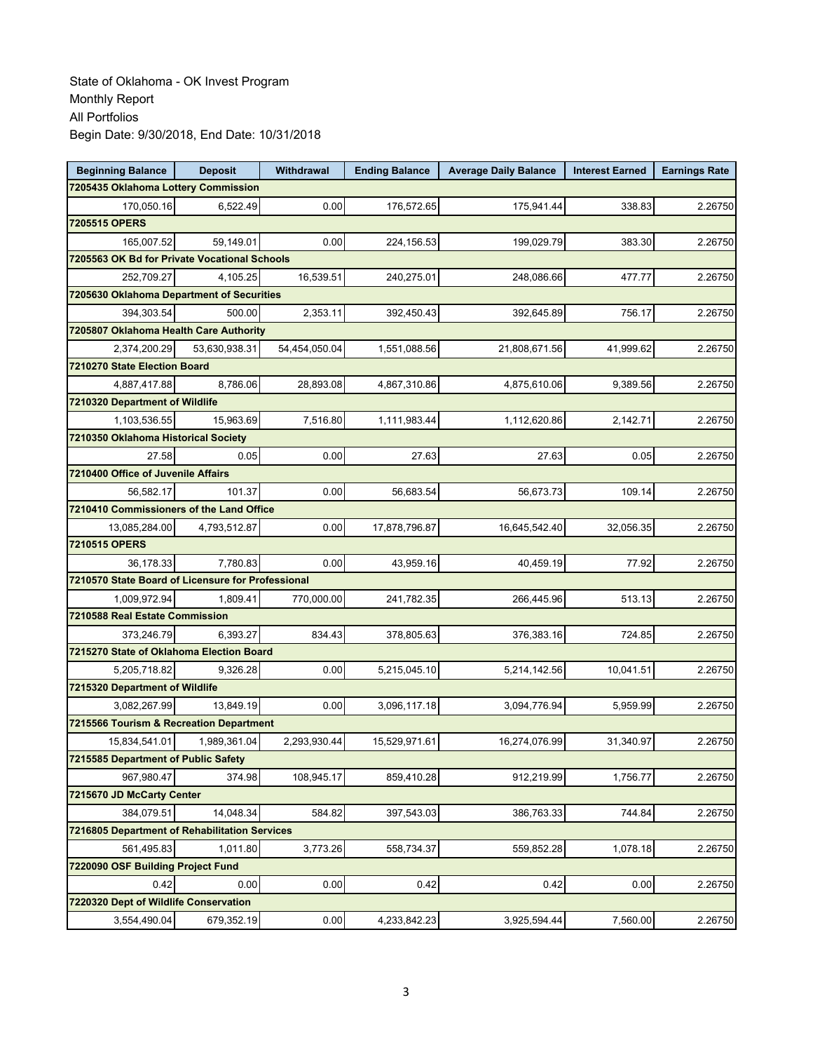State of Oklahoma - OK Invest Program
Monthly Report
All Portfolios
Begin Date: 9/30/2018, End Date: 10/31/2018

| Beginning Balance | Deposit | Withdrawal | Ending Balance | Average Daily Balance | Interest Earned | Earnings Rate |
|---|---|---|---|---|---|---|
| **7205435 Oklahoma Lottery Commission** | | | | | | |
| 170,050.16 | 6,522.49 | 0.00 | 176,572.65 | 175,941.44 | 338.83 | 2.26750 |
| **7205515 OPERS** | | | | | | |
| 165,007.52 | 59,149.01 | 0.00 | 224,156.53 | 199,029.79 | 383.30 | 2.26750 |
| **7205563 OK Bd for Private Vocational Schools** | | | | | | |
| 252,709.27 | 4,105.25 | 16,539.51 | 240,275.01 | 248,086.66 | 477.77 | 2.26750 |
| **7205630 Oklahoma Department of Securities** | | | | | | |
| 394,303.54 | 500.00 | 2,353.11 | 392,450.43 | 392,645.89 | 756.17 | 2.26750 |
| **7205807 Oklahoma Health Care Authority** | | | | | | |
| 2,374,200.29 | 53,630,938.31 | 54,454,050.04 | 1,551,088.56 | 21,808,671.56 | 41,999.62 | 2.26750 |
| **7210270 State Election Board** | | | | | | |
| 4,887,417.88 | 8,786.06 | 28,893.08 | 4,867,310.86 | 4,875,610.06 | 9,389.56 | 2.26750 |
| **7210320 Department of Wildlife** | | | | | | |
| 1,103,536.55 | 15,963.69 | 7,516.80 | 1,111,983.44 | 1,112,620.86 | 2,142.71 | 2.26750 |
| **7210350 Oklahoma Historical Society** | | | | | | |
| 27.58 | 0.05 | 0.00 | 27.63 | 27.63 | 0.05 | 2.26750 |
| **7210400 Office of Juvenile Affairs** | | | | | | |
| 56,582.17 | 101.37 | 0.00 | 56,683.54 | 56,673.73 | 109.14 | 2.26750 |
| **7210410 Commissioners of the Land Office** | | | | | | |
| 13,085,284.00 | 4,793,512.87 | 0.00 | 17,878,796.87 | 16,645,542.40 | 32,056.35 | 2.26750 |
| **7210515 OPERS** | | | | | | |
| 36,178.33 | 7,780.83 | 0.00 | 43,959.16 | 40,459.19 | 77.92 | 2.26750 |
| **7210570 State Board of Licensure for Professional** | | | | | | |
| 1,009,972.94 | 1,809.41 | 770,000.00 | 241,782.35 | 266,445.96 | 513.13 | 2.26750 |
| **7210588 Real Estate Commission** | | | | | | |
| 373,246.79 | 6,393.27 | 834.43 | 378,805.63 | 376,383.16 | 724.85 | 2.26750 |
| **7215270 State of Oklahoma Election Board** | | | | | | |
| 5,205,718.82 | 9,326.28 | 0.00 | 5,215,045.10 | 5,214,142.56 | 10,041.51 | 2.26750 |
| **7215320 Department of Wildlife** | | | | | | |
| 3,082,267.99 | 13,849.19 | 0.00 | 3,096,117.18 | 3,094,776.94 | 5,959.99 | 2.26750 |
| **7215566 Tourism & Recreation Department** | | | | | | |
| 15,834,541.01 | 1,989,361.04 | 2,293,930.44 | 15,529,971.61 | 16,274,076.99 | 31,340.97 | 2.26750 |
| **7215585 Department of Public Safety** | | | | | | |
| 967,980.47 | 374.98 | 108,945.17 | 859,410.28 | 912,219.99 | 1,756.77 | 2.26750 |
| **7215670 JD McCarty Center** | | | | | | |
| 384,079.51 | 14,048.34 | 584.82 | 397,543.03 | 386,763.33 | 744.84 | 2.26750 |
| **7216805 Department of Rehabilitation Services** | | | | | | |
| 561,495.83 | 1,011.80 | 3,773.26 | 558,734.37 | 559,852.28 | 1,078.18 | 2.26750 |
| **7220090 OSF Building Project Fund** | | | | | | |
| 0.42 | 0.00 | 0.00 | 0.42 | 0.42 | 0.00 | 2.26750 |
| **7220320 Dept of Wildlife Conservation** | | | | | | |
| 3,554,490.04 | 679,352.19 | 0.00 | 4,233,842.23 | 3,925,594.44 | 7,560.00 | 2.26750 |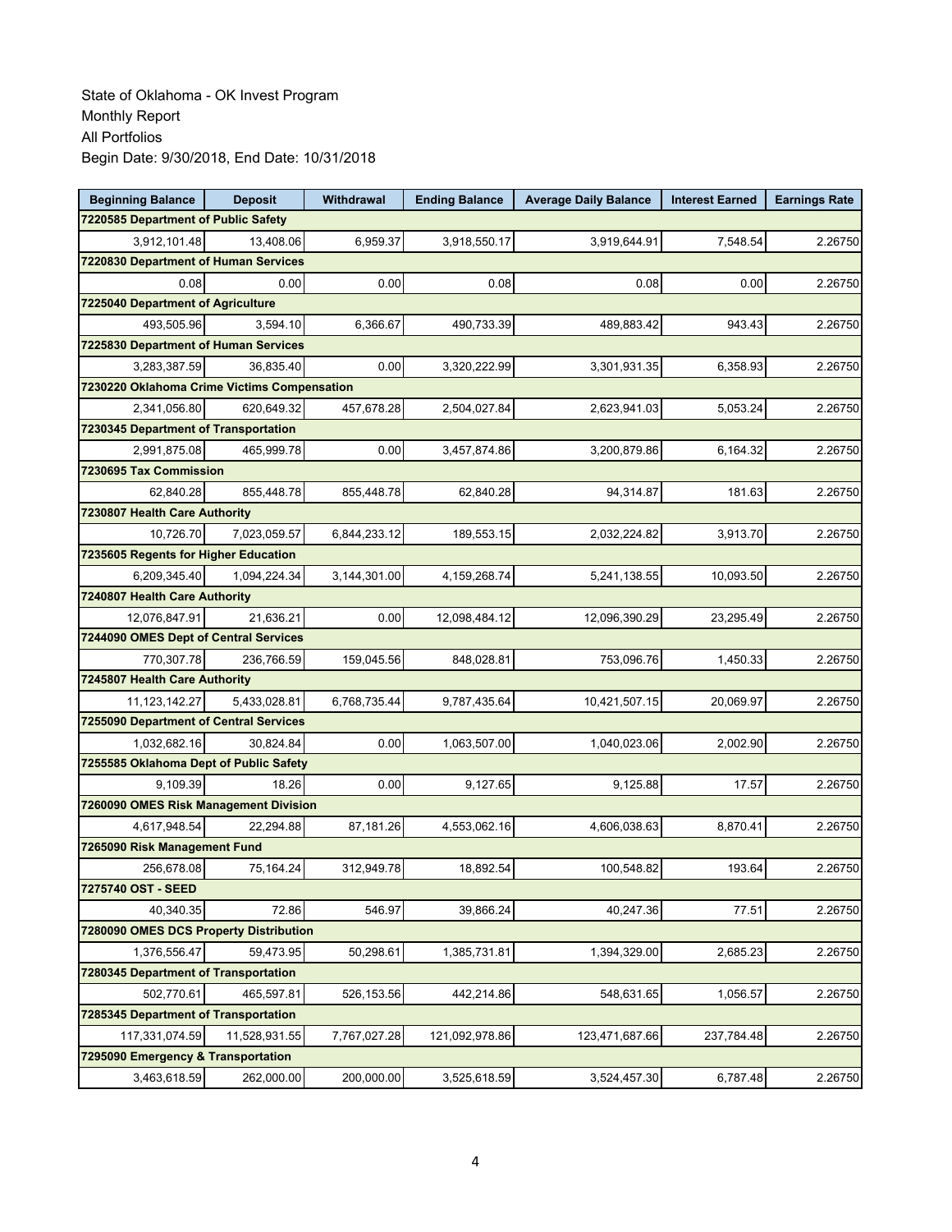State of Oklahoma - OK Invest Program
Monthly Report
All Portfolios
Begin Date: 9/30/2018, End Date: 10/31/2018

| Beginning Balance | Deposit | Withdrawal | Ending Balance | Average Daily Balance | Interest Earned | Earnings Rate |
|---|---|---|---|---|---|---|
| **7220585 Department of Public Safety** | | | | | | |
| 3,912,101.48 | 13,408.06 | 6,959.37 | 3,918,550.17 | 3,919,644.91 | 7,548.54 | 2.26750 |
| **7220830 Department of Human Services** | | | | | | |
| 0.08 | 0.00 | 0.00 | 0.08 | 0.08 | 0.00 | 2.26750 |
| **7225040 Department of Agriculture** | | | | | | |
| 493,505.96 | 3,594.10 | 6,366.67 | 490,733.39 | 489,883.42 | 943.43 | 2.26750 |
| **7225830 Department of Human Services** | | | | | | |
| 3,283,387.59 | 36,835.40 | 0.00 | 3,320,222.99 | 3,301,931.35 | 6,358.93 | 2.26750 |
| **7230220 Oklahoma Crime Victims Compensation** | | | | | | |
| 2,341,056.80 | 620,649.32 | 457,678.28 | 2,504,027.84 | 2,623,941.03 | 5,053.24 | 2.26750 |
| **7230345 Department of Transportation** | | | | | | |
| 2,991,875.08 | 465,999.78 | 0.00 | 3,457,874.86 | 3,200,879.86 | 6,164.32 | 2.26750 |
| **7230695 Tax Commission** | | | | | | |
| 62,840.28 | 855,448.78 | 855,448.78 | 62,840.28 | 94,314.87 | 181.63 | 2.26750 |
| **7230807 Health Care Authority** | | | | | | |
| 10,726.70 | 7,023,059.57 | 6,844,233.12 | 189,553.15 | 2,032,224.82 | 3,913.70 | 2.26750 |
| **7235605 Regents for Higher Education** | | | | | | |
| 6,209,345.40 | 1,094,224.34 | 3,144,301.00 | 4,159,268.74 | 5,241,138.55 | 10,093.50 | 2.26750 |
| **7240807 Health Care Authority** | | | | | | |
| 12,076,847.91 | 21,636.21 | 0.00 | 12,098,484.12 | 12,096,390.29 | 23,295.49 | 2.26750 |
| **7244090 OMES Dept of Central Services** | | | | | | |
| 770,307.78 | 236,766.59 | 159,045.56 | 848,028.81 | 753,096.76 | 1,450.33 | 2.26750 |
| **7245807 Health Care Authority** | | | | | | |
| 11,123,142.27 | 5,433,028.81 | 6,768,735.44 | 9,787,435.64 | 10,421,507.15 | 20,069.97 | 2.26750 |
| **7255090 Department of Central Services** | | | | | | |
| 1,032,682.16 | 30,824.84 | 0.00 | 1,063,507.00 | 1,040,023.06 | 2,002.90 | 2.26750 |
| **7255585 Oklahoma Dept of Public Safety** | | | | | | |
| 9,109.39 | 18.26 | 0.00 | 9,127.65 | 9,125.88 | 17.57 | 2.26750 |
| **7260090 OMES Risk Management Division** | | | | | | |
| 4,617,948.54 | 22,294.88 | 87,181.26 | 4,553,062.16 | 4,606,038.63 | 8,870.41 | 2.26750 |
| **7265090 Risk Management Fund** | | | | | | |
| 256,678.08 | 75,164.24 | 312,949.78 | 18,892.54 | 100,548.82 | 193.64 | 2.26750 |
| **7275740 OST - SEED** | | | | | | |
| 40,340.35 | 72.86 | 546.97 | 39,866.24 | 40,247.36 | 77.51 | 2.26750 |
| **7280090 OMES DCS Property Distribution** | | | | | | |
| 1,376,556.47 | 59,473.95 | 50,298.61 | 1,385,731.81 | 1,394,329.00 | 2,685.23 | 2.26750 |
| **7280345 Department of Transportation** | | | | | | |
| 502,770.61 | 465,597.81 | 526,153.56 | 442,214.86 | 548,631.65 | 1,056.57 | 2.26750 |
| **7285345 Department of Transportation** | | | | | | |
| 117,331,074.59 | 11,528,931.55 | 7,767,027.28 | 121,092,978.86 | 123,471,687.66 | 237,784.48 | 2.26750 |
| **7295090 Emergency & Transportation** | | | | | | |
| 3,463,618.59 | 262,000.00 | 200,000.00 | 3,525,618.59 | 3,524,457.30 | 6,787.48 | 2.26750 |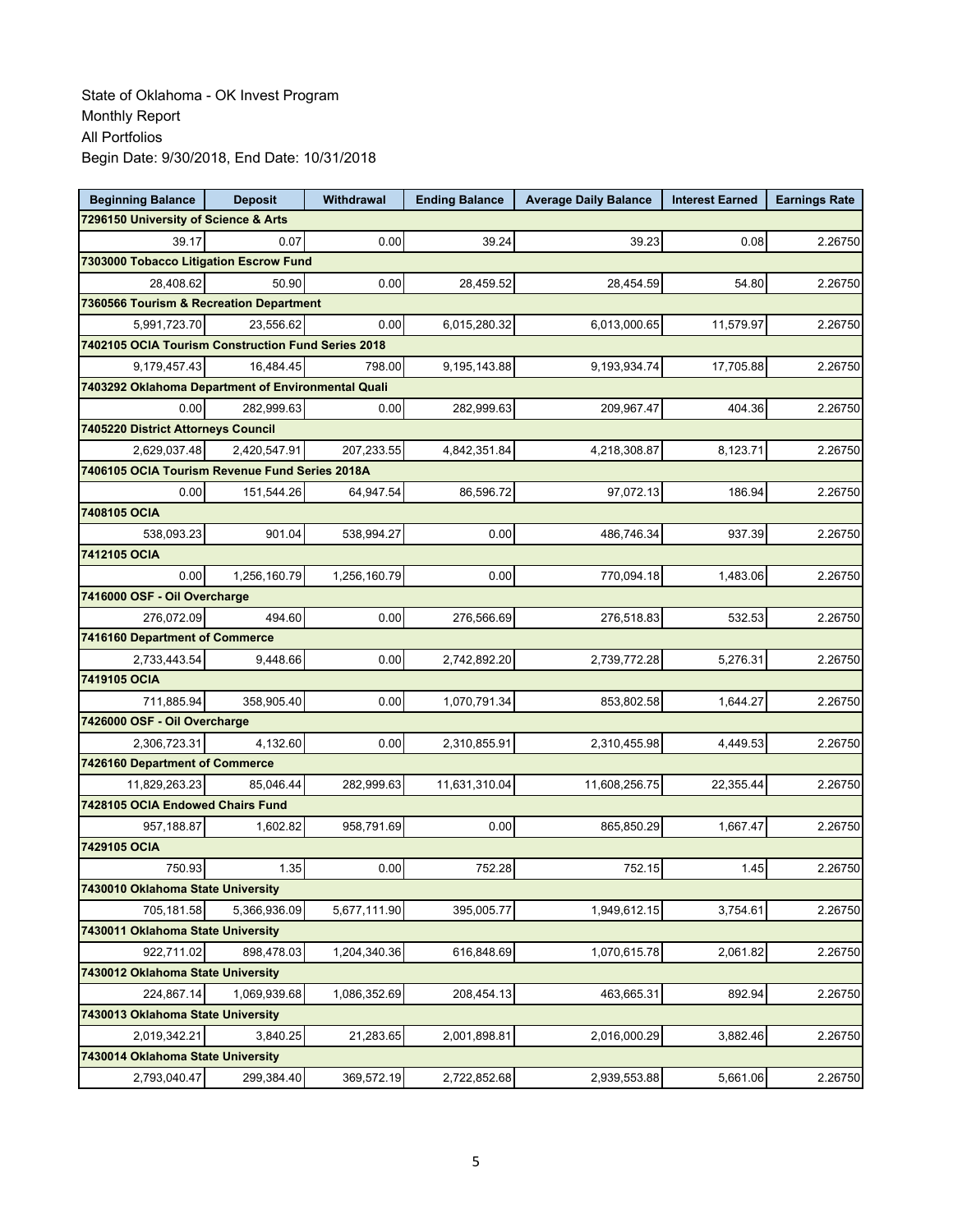State of Oklahoma - OK Invest Program
Monthly Report
All Portfolios
Begin Date: 9/30/2018, End Date: 10/31/2018

| Beginning Balance | Deposit | Withdrawal | Ending Balance | Average Daily Balance | Interest Earned | Earnings Rate |
|---|---|---|---|---|---|---|
| **7296150 University of Science & Arts** | | | | | | |
| 39.17 | 0.07 | 0.00 | 39.24 | 39.23 | 0.08 | 2.26750 |
| **7303000 Tobacco Litigation Escrow Fund** | | | | | | |
| 28,408.62 | 50.90 | 0.00 | 28,459.52 | 28,454.59 | 54.80 | 2.26750 |
| **7360566 Tourism & Recreation Department** | | | | | | |
| 5,991,723.70 | 23,556.62 | 0.00 | 6,015,280.32 | 6,013,000.65 | 11,579.97 | 2.26750 |
| **7402105 OCIA Tourism Construction Fund Series 2018** | | | | | | |
| 9,179,457.43 | 16,484.45 | 798.00 | 9,195,143.88 | 9,193,934.74 | 17,705.88 | 2.26750 |
| **7403292 Oklahoma Department of Environmental Quali** | | | | | | |
| 0.00 | 282,999.63 | 0.00 | 282,999.63 | 209,967.47 | 404.36 | 2.26750 |
| **7405220 District Attorneys Council** | | | | | | |
| 2,629,037.48 | 2,420,547.91 | 207,233.55 | 4,842,351.84 | 4,218,308.87 | 8,123.71 | 2.26750 |
| **7406105 OCIA Tourism Revenue Fund Series 2018A** | | | | | | |
| 0.00 | 151,544.26 | 64,947.54 | 86,596.72 | 97,072.13 | 186.94 | 2.26750 |
| **7408105 OCIA** | | | | | | |
| 538,093.23 | 901.04 | 538,994.27 | 0.00 | 486,746.34 | 937.39 | 2.26750 |
| **7412105 OCIA** | | | | | | |
| 0.00 | 1,256,160.79 | 1,256,160.79 | 0.00 | 770,094.18 | 1,483.06 | 2.26750 |
| **7416000 OSF - Oil Overcharge** | | | | | | |
| 276,072.09 | 494.60 | 0.00 | 276,566.69 | 276,518.83 | 532.53 | 2.26750 |
| **7416160 Department of Commerce** | | | | | | |
| 2,733,443.54 | 9,448.66 | 0.00 | 2,742,892.20 | 2,739,772.28 | 5,276.31 | 2.26750 |
| **7419105 OCIA** | | | | | | |
| 711,885.94 | 358,905.40 | 0.00 | 1,070,791.34 | 853,802.58 | 1,644.27 | 2.26750 |
| **7426000 OSF - Oil Overcharge** | | | | | | |
| 2,306,723.31 | 4,132.60 | 0.00 | 2,310,855.91 | 2,310,455.98 | 4,449.53 | 2.26750 |
| **7426160 Department of Commerce** | | | | | | |
| 11,829,263.23 | 85,046.44 | 282,999.63 | 11,631,310.04 | 11,608,256.75 | 22,355.44 | 2.26750 |
| **7428105 OCIA Endowed Chairs Fund** | | | | | | |
| 957,188.87 | 1,602.82 | 958,791.69 | 0.00 | 865,850.29 | 1,667.47 | 2.26750 |
| **7429105 OCIA** | | | | | | |
| 750.93 | 1.35 | 0.00 | 752.28 | 752.15 | 1.45 | 2.26750 |
| **7430010 Oklahoma State University** | | | | | | |
| 705,181.58 | 5,366,936.09 | 5,677,111.90 | 395,005.77 | 1,949,612.15 | 3,754.61 | 2.26750 |
| **7430011 Oklahoma State University** | | | | | | |
| 922,711.02 | 898,478.03 | 1,204,340.36 | 616,848.69 | 1,070,615.78 | 2,061.82 | 2.26750 |
| **7430012 Oklahoma State University** | | | | | | |
| 224,867.14 | 1,069,939.68 | 1,086,352.69 | 208,454.13 | 463,665.31 | 892.94 | 2.26750 |
| **7430013 Oklahoma State University** | | | | | | |
| 2,019,342.21 | 3,840.25 | 21,283.65 | 2,001,898.81 | 2,016,000.29 | 3,882.46 | 2.26750 |
| **7430014 Oklahoma State University** | | | | | | |
| 2,793,040.47 | 299,384.40 | 369,572.19 | 2,722,852.68 | 2,939,553.88 | 5,661.06 | 2.26750 |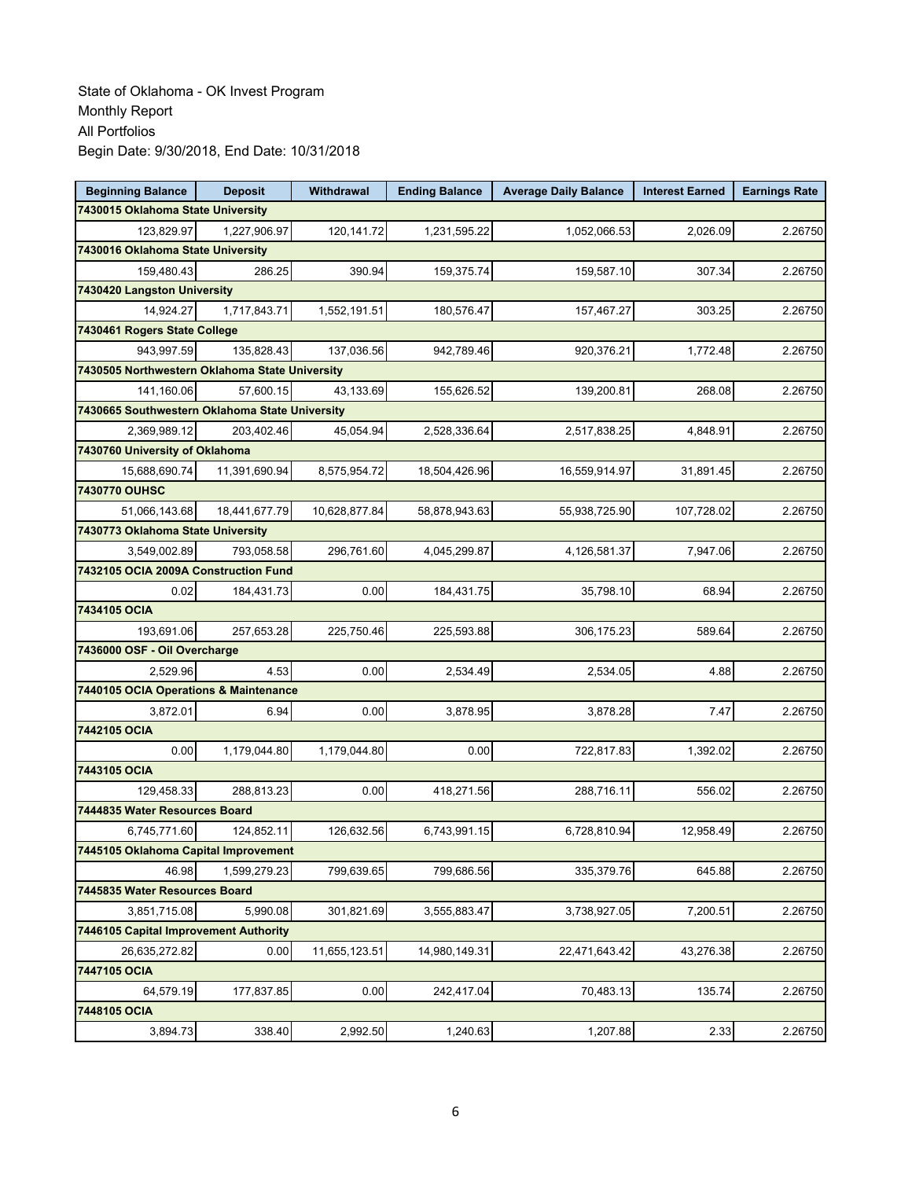State of Oklahoma - OK Invest Program
Monthly Report
All Portfolios
Begin Date: 9/30/2018, End Date: 10/31/2018

| Beginning Balance | Deposit | Withdrawal | Ending Balance | Average Daily Balance | Interest Earned | Earnings Rate |
|---|---|---|---|---|---|---|
| **7430015 Oklahoma State University** | | | | | | |
| 123,829.97 | 1,227,906.97 | 120,141.72 | 1,231,595.22 | 1,052,066.53 | 2,026.09 | 2.26750 |
| **7430016 Oklahoma State University** | | | | | | |
| 159,480.43 | 286.25 | 390.94 | 159,375.74 | 159,587.10 | 307.34 | 2.26750 |
| **7430420 Langston University** | | | | | | |
| 14,924.27 | 1,717,843.71 | 1,552,191.51 | 180,576.47 | 157,467.27 | 303.25 | 2.26750 |
| **7430461 Rogers State College** | | | | | | |
| 943,997.59 | 135,828.43 | 137,036.56 | 942,789.46 | 920,376.21 | 1,772.48 | 2.26750 |
| **7430505 Northwestern Oklahoma State University** | | | | | | |
| 141,160.06 | 57,600.15 | 43,133.69 | 155,626.52 | 139,200.81 | 268.08 | 2.26750 |
| **7430665 Southwestern Oklahoma State University** | | | | | | |
| 2,369,989.12 | 203,402.46 | 45,054.94 | 2,528,336.64 | 2,517,838.25 | 4,848.91 | 2.26750 |
| **7430760 University of Oklahoma** | | | | | | |
| 15,688,690.74 | 11,391,690.94 | 8,575,954.72 | 18,504,426.96 | 16,559,914.97 | 31,891.45 | 2.26750 |
| **7430770 OUHSC** | | | | | | |
| 51,066,143.68 | 18,441,677.79 | 10,628,877.84 | 58,878,943.63 | 55,938,725.90 | 107,728.02 | 2.26750 |
| **7430773 Oklahoma State University** | | | | | | |
| 3,549,002.89 | 793,058.58 | 296,761.60 | 4,045,299.87 | 4,126,581.37 | 7,947.06 | 2.26750 |
| **7432105 OCIA 2009A Construction Fund** | | | | | | |
| 0.02 | 184,431.73 | 0.00 | 184,431.75 | 35,798.10 | 68.94 | 2.26750 |
| **7434105 OCIA** | | | | | | |
| 193,691.06 | 257,653.28 | 225,750.46 | 225,593.88 | 306,175.23 | 589.64 | 2.26750 |
| **7436000 OSF - Oil Overcharge** | | | | | | |
| 2,529.96 | 4.53 | 0.00 | 2,534.49 | 2,534.05 | 4.88 | 2.26750 |
| **7440105 OCIA Operations & Maintenance** | | | | | | |
| 3,872.01 | 6.94 | 0.00 | 3,878.95 | 3,878.28 | 7.47 | 2.26750 |
| **7442105 OCIA** | | | | | | |
| 0.00 | 1,179,044.80 | 1,179,044.80 | 0.00 | 722,817.83 | 1,392.02 | 2.26750 |
| **7443105 OCIA** | | | | | | |
| 129,458.33 | 288,813.23 | 0.00 | 418,271.56 | 288,716.11 | 556.02 | 2.26750 |
| **7444835 Water Resources Board** | | | | | | |
| 6,745,771.60 | 124,852.11 | 126,632.56 | 6,743,991.15 | 6,728,810.94 | 12,958.49 | 2.26750 |
| **7445105 Oklahoma Capital Improvement** | | | | | | |
| 46.98 | 1,599,279.23 | 799,639.65 | 799,686.56 | 335,379.76 | 645.88 | 2.26750 |
| **7445835 Water Resources Board** | | | | | | |
| 3,851,715.08 | 5,990.08 | 301,821.69 | 3,555,883.47 | 3,738,927.05 | 7,200.51 | 2.26750 |
| **7446105 Capital Improvement Authority** | | | | | | |
| 26,635,272.82 | 0.00 | 11,655,123.51 | 14,980,149.31 | 22,471,643.42 | 43,276.38 | 2.26750 |
| **7447105 OCIA** | | | | | | |
| 64,579.19 | 177,837.85 | 0.00 | 242,417.04 | 70,483.13 | 135.74 | 2.26750 |
| **7448105 OCIA** | | | | | | |
| 3,894.73 | 338.40 | 2,992.50 | 1,240.63 | 1,207.88 | 2.33 | 2.26750 |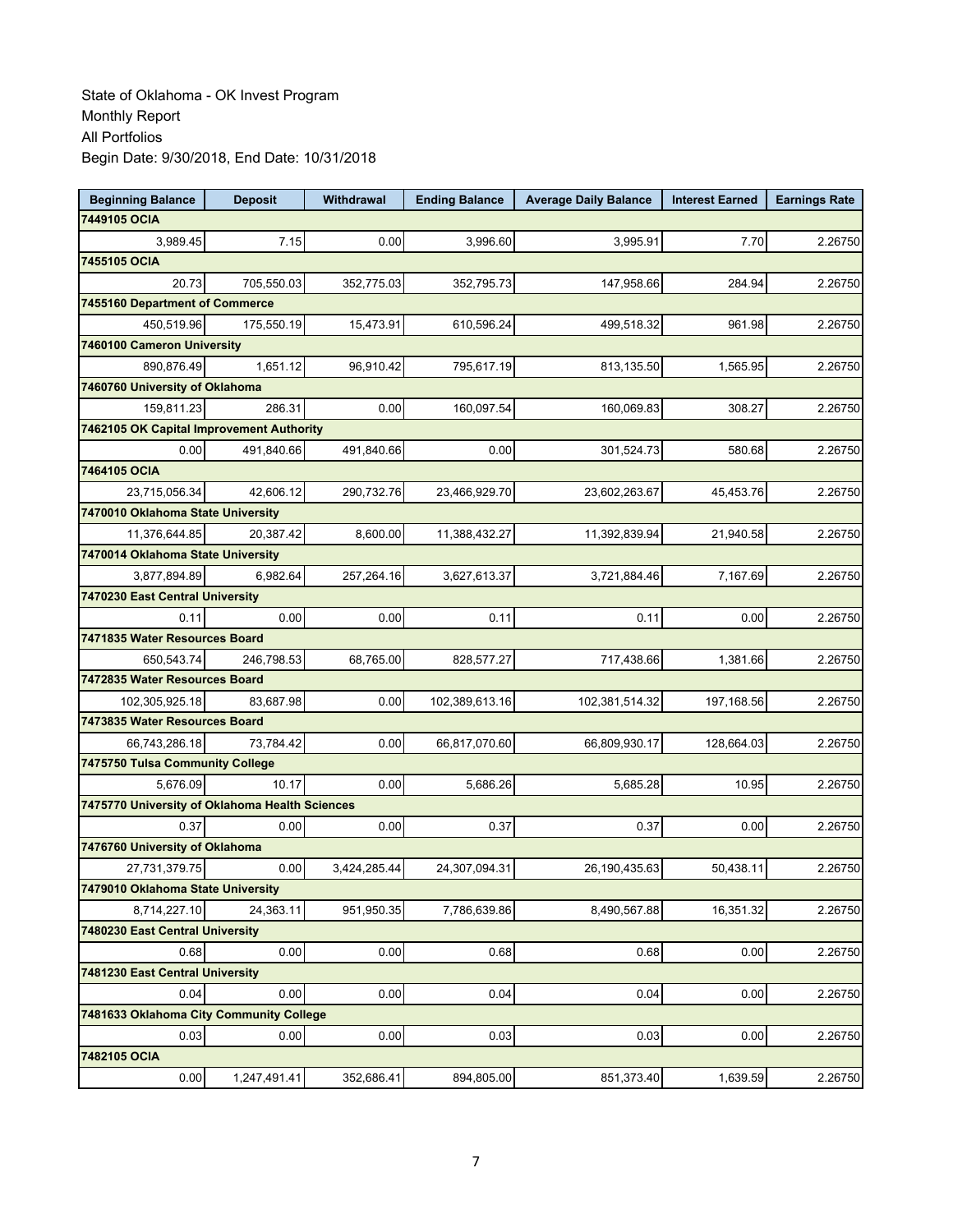State of Oklahoma - OK Invest Program
Monthly Report
All Portfolios
Begin Date: 9/30/2018, End Date: 10/31/2018

| Beginning Balance | Deposit | Withdrawal | Ending Balance | Average Daily Balance | Interest Earned | Earnings Rate |
|---|---|---|---|---|---|---|
| **7449105 OCIA** | | | | | | |
| 3,989.45 | 7.15 | 0.00 | 3,996.60 | 3,995.91 | 7.70 | 2.26750 |
| **7455105 OCIA** | | | | | | |
| 20.73 | 705,550.03 | 352,775.03 | 352,795.73 | 147,958.66 | 284.94 | 2.26750 |
| **7455160 Department of Commerce** | | | | | | |
| 450,519.96 | 175,550.19 | 15,473.91 | 610,596.24 | 499,518.32 | 961.98 | 2.26750 |
| **7460100 Cameron University** | | | | | | |
| 890,876.49 | 1,651.12 | 96,910.42 | 795,617.19 | 813,135.50 | 1,565.95 | 2.26750 |
| **7460760 University of Oklahoma** | | | | | | |
| 159,811.23 | 286.31 | 0.00 | 160,097.54 | 160,069.83 | 308.27 | 2.26750 |
| **7462105 OK Capital Improvement Authority** | | | | | | |
| 0.00 | 491,840.66 | 491,840.66 | 0.00 | 301,524.73 | 580.68 | 2.26750 |
| **7464105 OCIA** | | | | | | |
| 23,715,056.34 | 42,606.12 | 290,732.76 | 23,466,929.70 | 23,602,263.67 | 45,453.76 | 2.26750 |
| **7470010 Oklahoma State University** | | | | | | |
| 11,376,644.85 | 20,387.42 | 8,600.00 | 11,388,432.27 | 11,392,839.94 | 21,940.58 | 2.26750 |
| **7470014 Oklahoma State University** | | | | | | |
| 3,877,894.89 | 6,982.64 | 257,264.16 | 3,627,613.37 | 3,721,884.46 | 7,167.69 | 2.26750 |
| **7470230 East Central University** | | | | | | |
| 0.11 | 0.00 | 0.00 | 0.11 | 0.11 | 0.00 | 2.26750 |
| **7471835 Water Resources Board** | | | | | | |
| 650,543.74 | 246,798.53 | 68,765.00 | 828,577.27 | 717,438.66 | 1,381.66 | 2.26750 |
| **7472835 Water Resources Board** | | | | | | |
| 102,305,925.18 | 83,687.98 | 0.00 | 102,389,613.16 | 102,381,514.32 | 197,168.56 | 2.26750 |
| **7473835 Water Resources Board** | | | | | | |
| 66,743,286.18 | 73,784.42 | 0.00 | 66,817,070.60 | 66,809,930.17 | 128,664.03 | 2.26750 |
| **7475750 Tulsa Community College** | | | | | | |
| 5,676.09 | 10.17 | 0.00 | 5,686.26 | 5,685.28 | 10.95 | 2.26750 |
| **7475770 University of Oklahoma Health Sciences** | | | | | | |
| 0.37 | 0.00 | 0.00 | 0.37 | 0.37 | 0.00 | 2.26750 |
| **7476760 University of Oklahoma** | | | | | | |
| 27,731,379.75 | 0.00 | 3,424,285.44 | 24,307,094.31 | 26,190,435.63 | 50,438.11 | 2.26750 |
| **7479010 Oklahoma State University** | | | | | | |
| 8,714,227.10 | 24,363.11 | 951,950.35 | 7,786,639.86 | 8,490,567.88 | 16,351.32 | 2.26750 |
| **7480230 East Central University** | | | | | | |
| 0.68 | 0.00 | 0.00 | 0.68 | 0.68 | 0.00 | 2.26750 |
| **7481230 East Central University** | | | | | | |
| 0.04 | 0.00 | 0.00 | 0.04 | 0.04 | 0.00 | 2.26750 |
| **7481633 Oklahoma City Community College** | | | | | | |
| 0.03 | 0.00 | 0.00 | 0.03 | 0.03 | 0.00 | 2.26750 |
| **7482105 OCIA** | | | | | | |
| 0.00 | 1,247,491.41 | 352,686.41 | 894,805.00 | 851,373.40 | 1,639.59 | 2.26750 |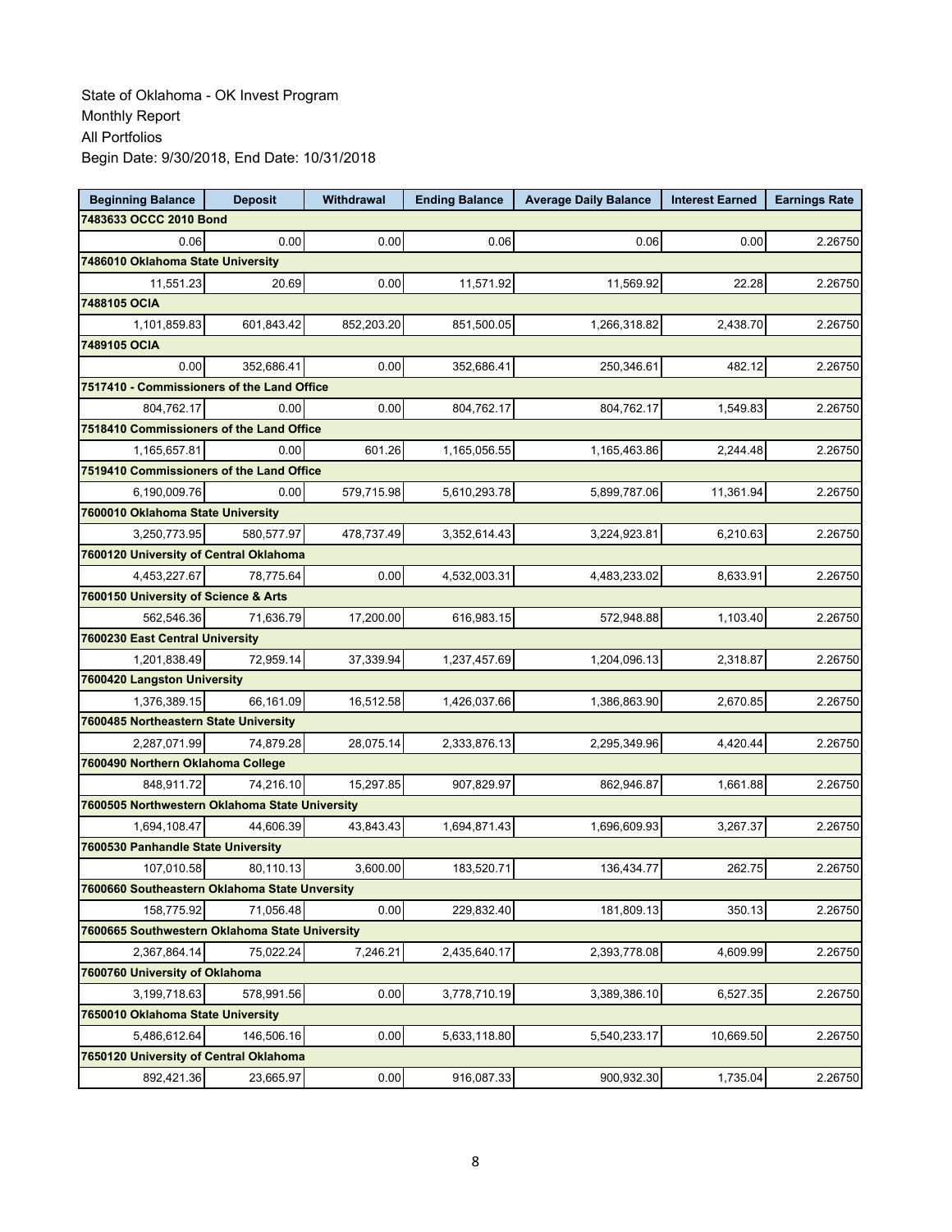State of Oklahoma - OK Invest Program
Monthly Report
All Portfolios
Begin Date: 9/30/2018, End Date: 10/31/2018

| Beginning Balance | Deposit | Withdrawal | Ending Balance | Average Daily Balance | Interest Earned | Earnings Rate |
|---|---|---|---|---|---|---|
| **7483633 OCCC 2010 Bond** | | | | | | |
| 0.06 | 0.00 | 0.00 | 0.06 | 0.06 | 0.00 | 2.26750 |
| **7486010 Oklahoma State University** | | | | | | |
| 11,551.23 | 20.69 | 0.00 | 11,571.92 | 11,569.92 | 22.28 | 2.26750 |
| **7488105 OCIA** | | | | | | |
| 1,101,859.83 | 601,843.42 | 852,203.20 | 851,500.05 | 1,266,318.82 | 2,438.70 | 2.26750 |
| **7489105 OCIA** | | | | | | |
| 0.00 | 352,686.41 | 0.00 | 352,686.41 | 250,346.61 | 482.12 | 2.26750 |
| **7517410 - Commissioners of the Land Office** | | | | | | |
| 804,762.17 | 0.00 | 0.00 | 804,762.17 | 804,762.17 | 1,549.83 | 2.26750 |
| **7518410 Commissioners of the Land Office** | | | | | | |
| 1,165,657.81 | 0.00 | 601.26 | 1,165,056.55 | 1,165,463.86 | 2,244.48 | 2.26750 |
| **7519410 Commissioners of the Land Office** | | | | | | |
| 6,190,009.76 | 0.00 | 579,715.98 | 5,610,293.78 | 5,899,787.06 | 11,361.94 | 2.26750 |
| **7600010 Oklahoma State University** | | | | | | |
| 3,250,773.95 | 580,577.97 | 478,737.49 | 3,352,614.43 | 3,224,923.81 | 6,210.63 | 2.26750 |
| **7600120 University of Central Oklahoma** | | | | | | |
| 4,453,227.67 | 78,775.64 | 0.00 | 4,532,003.31 | 4,483,233.02 | 8,633.91 | 2.26750 |
| **7600150 University of Science & Arts** | | | | | | |
| 562,546.36 | 71,636.79 | 17,200.00 | 616,983.15 | 572,948.88 | 1,103.40 | 2.26750 |
| **7600230 East Central University** | | | | | | |
| 1,201,838.49 | 72,959.14 | 37,339.94 | 1,237,457.69 | 1,204,096.13 | 2,318.87 | 2.26750 |
| **7600420 Langston University** | | | | | | |
| 1,376,389.15 | 66,161.09 | 16,512.58 | 1,426,037.66 | 1,386,863.90 | 2,670.85 | 2.26750 |
| **7600485 Northeastern State University** | | | | | | |
| 2,287,071.99 | 74,879.28 | 28,075.14 | 2,333,876.13 | 2,295,349.96 | 4,420.44 | 2.26750 |
| **7600490 Northern Oklahoma College** | | | | | | |
| 848,911.72 | 74,216.10 | 15,297.85 | 907,829.97 | 862,946.87 | 1,661.88 | 2.26750 |
| **7600505 Northwestern Oklahoma State University** | | | | | | |
| 1,694,108.47 | 44,606.39 | 43,843.43 | 1,694,871.43 | 1,696,609.93 | 3,267.37 | 2.26750 |
| **7600530 Panhandle State University** | | | | | | |
| 107,010.58 | 80,110.13 | 3,600.00 | 183,520.71 | 136,434.77 | 262.75 | 2.26750 |
| **7600660 Southeastern Oklahoma State Unversity** | | | | | | |
| 158,775.92 | 71,056.48 | 0.00 | 229,832.40 | 181,809.13 | 350.13 | 2.26750 |
| **7600665 Southwestern Oklahoma State University** | | | | | | |
| 2,367,864.14 | 75,022.24 | 7,246.21 | 2,435,640.17 | 2,393,778.08 | 4,609.99 | 2.26750 |
| **7600760 University of Oklahoma** | | | | | | |
| 3,199,718.63 | 578,991.56 | 0.00 | 3,778,710.19 | 3,389,386.10 | 6,527.35 | 2.26750 |
| **7650010 Oklahoma State University** | | | | | | |
| 5,486,612.64 | 146,506.16 | 0.00 | 5,633,118.80 | 5,540,233.17 | 10,669.50 | 2.26750 |
| **7650120 University of Central Oklahoma** | | | | | | |
| 892,421.36 | 23,665.97 | 0.00 | 916,087.33 | 900,932.30 | 1,735.04 | 2.26750 |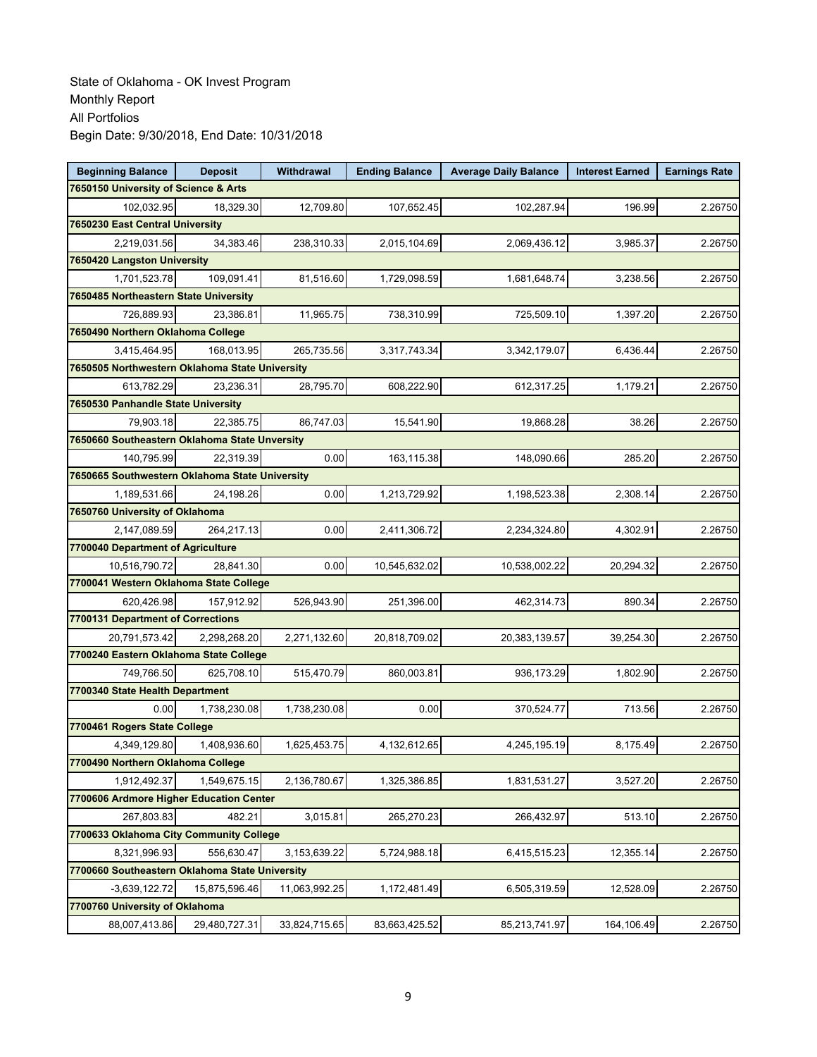State of Oklahoma - OK Invest Program
Monthly Report
All Portfolios
Begin Date: 9/30/2018, End Date: 10/31/2018

| Beginning Balance | Deposit | Withdrawal | Ending Balance | Average Daily Balance | Interest Earned | Earnings Rate |
|---|---|---|---|---|---|---|
| **7650150 University of Science & Arts** | | | | | | |
| 102,032.95 | 18,329.30 | 12,709.80 | 107,652.45 | 102,287.94 | 196.99 | 2.26750 |
| **7650230 East Central University** | | | | | | |
| 2,219,031.56 | 34,383.46 | 238,310.33 | 2,015,104.69 | 2,069,436.12 | 3,985.37 | 2.26750 |
| **7650420 Langston University** | | | | | | |
| 1,701,523.78 | 109,091.41 | 81,516.60 | 1,729,098.59 | 1,681,648.74 | 3,238.56 | 2.26750 |
| **7650485 Northeastern State University** | | | | | | |
| 726,889.93 | 23,386.81 | 11,965.75 | 738,310.99 | 725,509.10 | 1,397.20 | 2.26750 |
| **7650490 Northern Oklahoma College** | | | | | | |
| 3,415,464.95 | 168,013.95 | 265,735.56 | 3,317,743.34 | 3,342,179.07 | 6,436.44 | 2.26750 |
| **7650505 Northwestern Oklahoma State University** | | | | | | |
| 613,782.29 | 23,236.31 | 28,795.70 | 608,222.90 | 612,317.25 | 1,179.21 | 2.26750 |
| **7650530 Panhandle State University** | | | | | | |
| 79,903.18 | 22,385.75 | 86,747.03 | 15,541.90 | 19,868.28 | 38.26 | 2.26750 |
| **7650660 Southeastern Oklahoma State Unversity** | | | | | | |
| 140,795.99 | 22,319.39 | 0.00 | 163,115.38 | 148,090.66 | 285.20 | 2.26750 |
| **7650665 Southwestern Oklahoma State University** | | | | | | |
| 1,189,531.66 | 24,198.26 | 0.00 | 1,213,729.92 | 1,198,523.38 | 2,308.14 | 2.26750 |
| **7650760 University of Oklahoma** | | | | | | |
| 2,147,089.59 | 264,217.13 | 0.00 | 2,411,306.72 | 2,234,324.80 | 4,302.91 | 2.26750 |
| **7700040 Department of Agriculture** | | | | | | |
| 10,516,790.72 | 28,841.30 | 0.00 | 10,545,632.02 | 10,538,002.22 | 20,294.32 | 2.26750 |
| **7700041 Western Oklahoma State College** | | | | | | |
| 620,426.98 | 157,912.92 | 526,943.90 | 251,396.00 | 462,314.73 | 890.34 | 2.26750 |
| **7700131 Department of Corrections** | | | | | | |
| 20,791,573.42 | 2,298,268.20 | 2,271,132.60 | 20,818,709.02 | 20,383,139.57 | 39,254.30 | 2.26750 |
| **7700240 Eastern Oklahoma State College** | | | | | | |
| 749,766.50 | 625,708.10 | 515,470.79 | 860,003.81 | 936,173.29 | 1,802.90 | 2.26750 |
| **7700340 State Health Department** | | | | | | |
| 0.00 | 1,738,230.08 | 1,738,230.08 | 0.00 | 370,524.77 | 713.56 | 2.26750 |
| **7700461 Rogers State College** | | | | | | |
| 4,349,129.80 | 1,408,936.60 | 1,625,453.75 | 4,132,612.65 | 4,245,195.19 | 8,175.49 | 2.26750 |
| **7700490 Northern Oklahoma College** | | | | | | |
| 1,912,492.37 | 1,549,675.15 | 2,136,780.67 | 1,325,386.85 | 1,831,531.27 | 3,527.20 | 2.26750 |
| **7700606 Ardmore Higher Education Center** | | | | | | |
| 267,803.83 | 482.21 | 3,015.81 | 265,270.23 | 266,432.97 | 513.10 | 2.26750 |
| **7700633 Oklahoma City Community College** | | | | | | |
| 8,321,996.93 | 556,630.47 | 3,153,639.22 | 5,724,988.18 | 6,415,515.23 | 12,355.14 | 2.26750 |
| **7700660 Southeastern Oklahoma State University** | | | | | | |
| -3,639,122.72 | 15,875,596.46 | 11,063,992.25 | 1,172,481.49 | 6,505,319.59 | 12,528.09 | 2.26750 |
| **7700760 University of Oklahoma** | | | | | | |
| 88,007,413.86 | 29,480,727.31 | 33,824,715.65 | 83,663,425.52 | 85,213,741.97 | 164,106.49 | 2.26750 |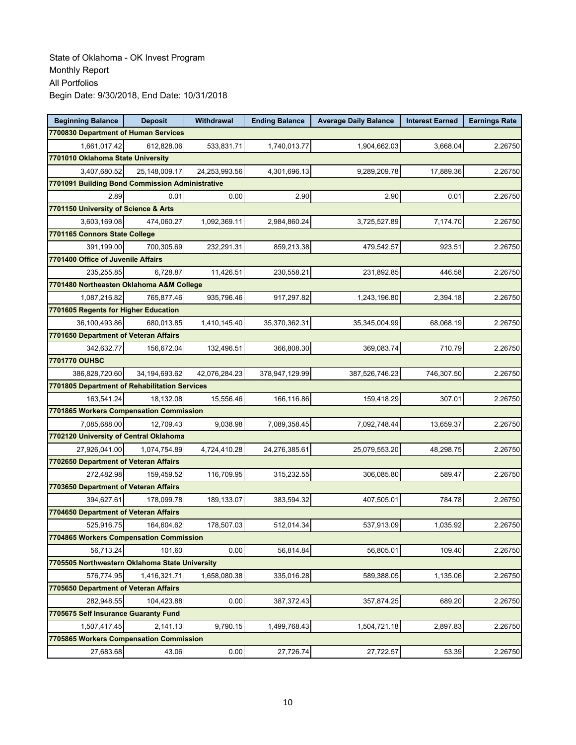State of Oklahoma - OK Invest Program
Monthly Report
All Portfolios
Begin Date: 9/30/2018, End Date: 10/31/2018

| Beginning Balance | Deposit | Withdrawal | Ending Balance | Average Daily Balance | Interest Earned | Earnings Rate |
|---|---|---|---|---|---|---|
| **7700830 Department of Human Services** | | | | | | |
| 1,661,017.42 | 612,828.06 | 533,831.71 | 1,740,013.77 | 1,904,662.03 | 3,668.04 | 2.26750 |
| **7701010 Oklahoma State University** | | | | | | |
| 3,407,680.52 | 25,148,009.17 | 24,253,993.56 | 4,301,696.13 | 9,289,209.78 | 17,889.36 | 2.26750 |
| **7701091 Building Bond Commission Administrative** | | | | | | |
| 2.89 | 0.01 | 0.00 | 2.90 | 2.90 | 0.01 | 2.26750 |
| **7701150 University of Science & Arts** | | | | | | |
| 3,603,169.08 | 474,060.27 | 1,092,369.11 | 2,984,860.24 | 3,725,527.89 | 7,174.70 | 2.26750 |
| **7701165 Connors State College** | | | | | | |
| 391,199.00 | 700,305.69 | 232,291.31 | 859,213.38 | 479,542.57 | 923.51 | 2.26750 |
| **7701400 Office of Juvenile Affairs** | | | | | | |
| 235,255.85 | 6,728.87 | 11,426.51 | 230,558.21 | 231,892.85 | 446.58 | 2.26750 |
| **7701480 Northeasten Oklahoma A&M College** | | | | | | |
| 1,087,216.82 | 765,877.46 | 935,796.46 | 917,297.82 | 1,243,196.80 | 2,394.18 | 2.26750 |
| **7701605 Regents for Higher Education** | | | | | | |
| 36,100,493.86 | 680,013.85 | 1,410,145.40 | 35,370,362.31 | 35,345,004.99 | 68,068.19 | 2.26750 |
| **7701650 Department of Veteran Affairs** | | | | | | |
| 342,632.77 | 156,672.04 | 132,496.51 | 366,808.30 | 369,083.74 | 710.79 | 2.26750 |
| **7701770 OUHSC** | | | | | | |
| 386,828,720.60 | 34,194,693.62 | 42,076,284.23 | 378,947,129.99 | 387,526,746.23 | 746,307.50 | 2.26750 |
| **7701805 Department of Rehabilitation Services** | | | | | | |
| 163,541.24 | 18,132.08 | 15,556.46 | 166,116.86 | 159,418.29 | 307.01 | 2.26750 |
| **7701865 Workers Compensation Commission** | | | | | | |
| 7,085,688.00 | 12,709.43 | 9,038.98 | 7,089,358.45 | 7,092,748.44 | 13,659.37 | 2.26750 |
| **7702120 University of Central Oklahoma** | | | | | | |
| 27,926,041.00 | 1,074,754.89 | 4,724,410.28 | 24,276,385.61 | 25,079,553.20 | 48,298.75 | 2.26750 |
| **7702650 Department of Veteran Affairs** | | | | | | |
| 272,482.98 | 159,459.52 | 116,709.95 | 315,232.55 | 306,085.80 | 589.47 | 2.26750 |
| **7703650 Department of Veteran Affairs** | | | | | | |
| 394,627.61 | 178,099.78 | 189,133.07 | 383,594.32 | 407,505.01 | 784.78 | 2.26750 |
| **7704650 Department of Veteran Affairs** | | | | | | |
| 525,916.75 | 164,604.62 | 178,507.03 | 512,014.34 | 537,913.09 | 1,035.92 | 2.26750 |
| **7704865 Workers Compensation Commission** | | | | | | |
| 56,713.24 | 101.60 | 0.00 | 56,814.84 | 56,805.01 | 109.40 | 2.26750 |
| **7705505 Northwestern Oklahoma State University** | | | | | | |
| 576,774.95 | 1,416,321.71 | 1,658,080.38 | 335,016.28 | 589,388.05 | 1,135.06 | 2.26750 |
| **7705650 Department of Veteran Affairs** | | | | | | |
| 282,948.55 | 104,423.88 | 0.00 | 387,372.43 | 357,874.25 | 689.20 | 2.26750 |
| **7705675 Self Insurance Guaranty Fund** | | | | | | |
| 1,507,417.45 | 2,141.13 | 9,790.15 | 1,499,768.43 | 1,504,721.18 | 2,897.83 | 2.26750 |
| **7705865 Workers Compensation Commission** | | | | | | |
| 27,683.68 | 43.06 | 0.00 | 27,726.74 | 27,722.57 | 53.39 | 2.26750 |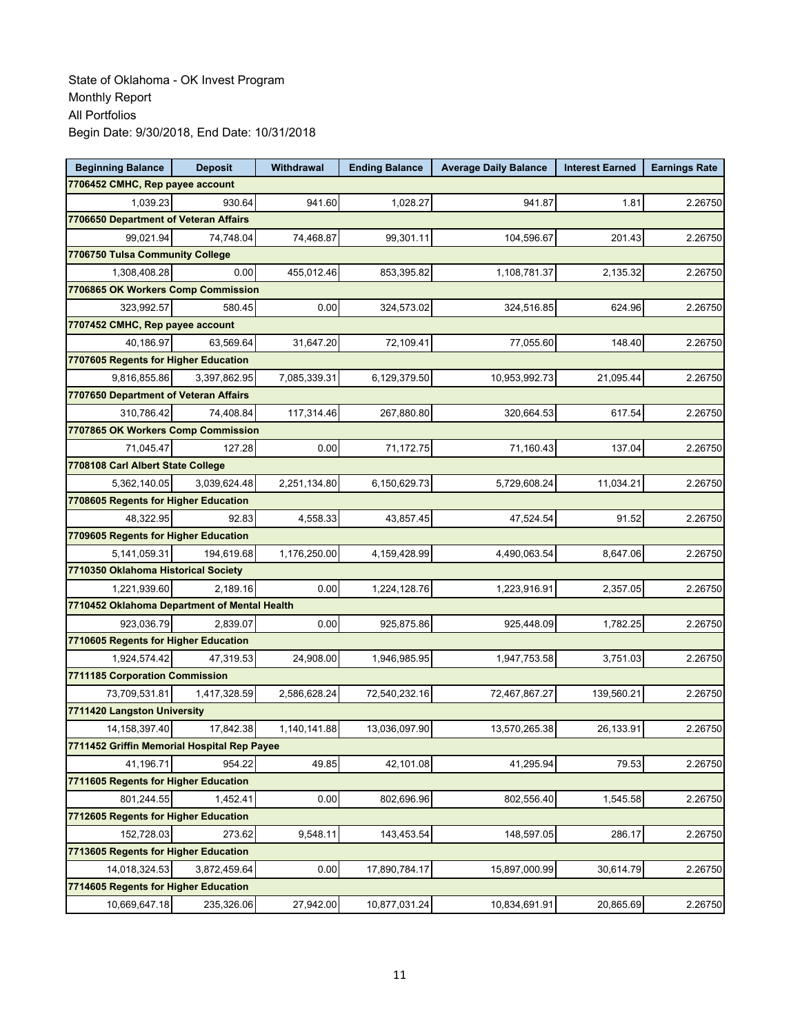State of Oklahoma - OK Invest Program
Monthly Report
All Portfolios
Begin Date: 9/30/2018, End Date: 10/31/2018

| Beginning Balance | Deposit | Withdrawal | Ending Balance | Average Daily Balance | Interest Earned | Earnings Rate |
|---|---|---|---|---|---|---|
| **7706452 CMHC, Rep payee account** | | | | | | |
| 1,039.23 | 930.64 | 941.60 | 1,028.27 | 941.87 | 1.81 | 2.26750 |
| **7706650 Department of Veteran Affairs** | | | | | | |
| 99,021.94 | 74,748.04 | 74,468.87 | 99,301.11 | 104,596.67 | 201.43 | 2.26750 |
| **7706750 Tulsa Community College** | | | | | | |
| 1,308,408.28 | 0.00 | 455,012.46 | 853,395.82 | 1,108,781.37 | 2,135.32 | 2.26750 |
| **7706865 OK Workers Comp Commission** | | | | | | |
| 323,992.57 | 580.45 | 0.00 | 324,573.02 | 324,516.85 | 624.96 | 2.26750 |
| **7707452 CMHC, Rep payee account** | | | | | | |
| 40,186.97 | 63,569.64 | 31,647.20 | 72,109.41 | 77,055.60 | 148.40 | 2.26750 |
| **7707605 Regents for Higher Education** | | | | | | |
| 9,816,855.86 | 3,397,862.95 | 7,085,339.31 | 6,129,379.50 | 10,953,992.73 | 21,095.44 | 2.26750 |
| **7707650 Department of Veteran Affairs** | | | | | | |
| 310,786.42 | 74,408.84 | 117,314.46 | 267,880.80 | 320,664.53 | 617.54 | 2.26750 |
| **7707865 OK Workers Comp Commission** | | | | | | |
| 71,045.47 | 127.28 | 0.00 | 71,172.75 | 71,160.43 | 137.04 | 2.26750 |
| **7708108 Carl Albert State College** | | | | | | |
| 5,362,140.05 | 3,039,624.48 | 2,251,134.80 | 6,150,629.73 | 5,729,608.24 | 11,034.21 | 2.26750 |
| **7708605 Regents for Higher Education** | | | | | | |
| 48,322.95 | 92.83 | 4,558.33 | 43,857.45 | 47,524.54 | 91.52 | 2.26750 |
| **7709605 Regents for Higher Education** | | | | | | |
| 5,141,059.31 | 194,619.68 | 1,176,250.00 | 4,159,428.99 | 4,490,063.54 | 8,647.06 | 2.26750 |
| **7710350 Oklahoma Historical Society** | | | | | | |
| 1,221,939.60 | 2,189.16 | 0.00 | 1,224,128.76 | 1,223,916.91 | 2,357.05 | 2.26750 |
| **7710452 Oklahoma Department of Mental Health** | | | | | | |
| 923,036.79 | 2,839.07 | 0.00 | 925,875.86 | 925,448.09 | 1,782.25 | 2.26750 |
| **7710605 Regents for Higher Education** | | | | | | |
| 1,924,574.42 | 47,319.53 | 24,908.00 | 1,946,985.95 | 1,947,753.58 | 3,751.03 | 2.26750 |
| **7711185 Corporation Commission** | | | | | | |
| 73,709,531.81 | 1,417,328.59 | 2,586,628.24 | 72,540,232.16 | 72,467,867.27 | 139,560.21 | 2.26750 |
| **7711420 Langston University** | | | | | | |
| 14,158,397.40 | 17,842.38 | 1,140,141.88 | 13,036,097.90 | 13,570,265.38 | 26,133.91 | 2.26750 |
| **7711452 Griffin Memorial Hospital Rep Payee** | | | | | | |
| 41,196.71 | 954.22 | 49.85 | 42,101.08 | 41,295.94 | 79.53 | 2.26750 |
| **7711605 Regents for Higher Education** | | | | | | |
| 801,244.55 | 1,452.41 | 0.00 | 802,696.96 | 802,556.40 | 1,545.58 | 2.26750 |
| **7712605 Regents for Higher Education** | | | | | | |
| 152,728.03 | 273.62 | 9,548.11 | 143,453.54 | 148,597.05 | 286.17 | 2.26750 |
| **7713605 Regents for Higher Education** | | | | | | |
| 14,018,324.53 | 3,872,459.64 | 0.00 | 17,890,784.17 | 15,897,000.99 | 30,614.79 | 2.26750 |
| **7714605 Regents for Higher Education** | | | | | | |
| 10,669,647.18 | 235,326.06 | 27,942.00 | 10,877,031.24 | 10,834,691.91 | 20,865.69 | 2.26750 |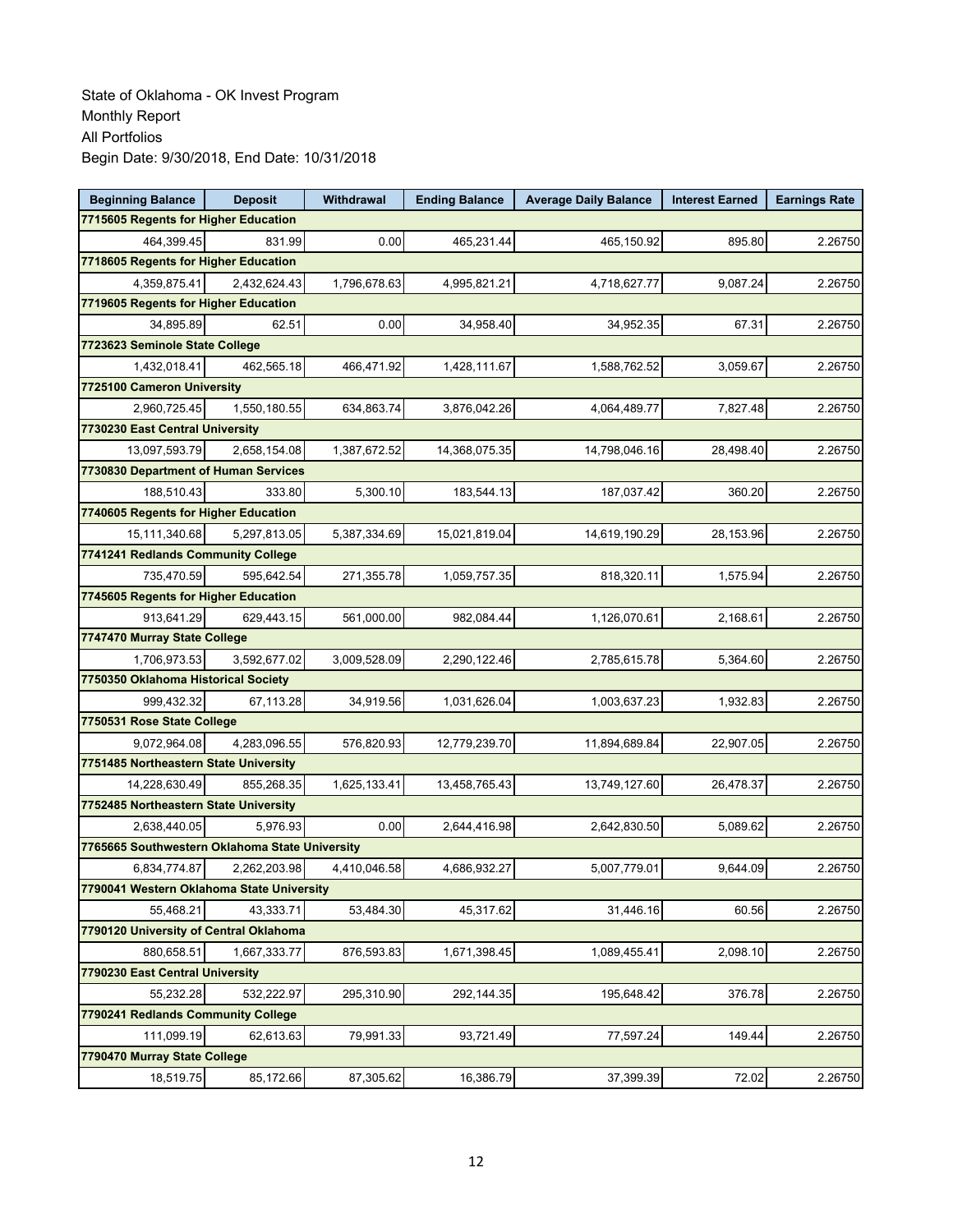State of Oklahoma - OK Invest Program
Monthly Report
All Portfolios
Begin Date: 9/30/2018, End Date: 10/31/2018

| Beginning Balance | Deposit | Withdrawal | Ending Balance | Average Daily Balance | Interest Earned | Earnings Rate |
|---|---|---|---|---|---|---|
| **7715605 Regents for Higher Education** | | | | | | |
| 464,399.45 | 831.99 | 0.00 | 465,231.44 | 465,150.92 | 895.80 | 2.26750 |
| **7718605 Regents for Higher Education** | | | | | | |
| 4,359,875.41 | 2,432,624.43 | 1,796,678.63 | 4,995,821.21 | 4,718,627.77 | 9,087.24 | 2.26750 |
| **7719605 Regents for Higher Education** | | | | | | |
| 34,895.89 | 62.51 | 0.00 | 34,958.40 | 34,952.35 | 67.31 | 2.26750 |
| **7723623 Seminole State College** | | | | | | |
| 1,432,018.41 | 462,565.18 | 466,471.92 | 1,428,111.67 | 1,588,762.52 | 3,059.67 | 2.26750 |
| **7725100 Cameron University** | | | | | | |
| 2,960,725.45 | 1,550,180.55 | 634,863.74 | 3,876,042.26 | 4,064,489.77 | 7,827.48 | 2.26750 |
| **7730230 East Central University** | | | | | | |
| 13,097,593.79 | 2,658,154.08 | 1,387,672.52 | 14,368,075.35 | 14,798,046.16 | 28,498.40 | 2.26750 |
| **7730830 Department of Human Services** | | | | | | |
| 188,510.43 | 333.80 | 5,300.10 | 183,544.13 | 187,037.42 | 360.20 | 2.26750 |
| **7740605 Regents for Higher Education** | | | | | | |
| 15,111,340.68 | 5,297,813.05 | 5,387,334.69 | 15,021,819.04 | 14,619,190.29 | 28,153.96 | 2.26750 |
| **7741241 Redlands Community College** | | | | | | |
| 735,470.59 | 595,642.54 | 271,355.78 | 1,059,757.35 | 818,320.11 | 1,575.94 | 2.26750 |
| **7745605 Regents for Higher Education** | | | | | | |
| 913,641.29 | 629,443.15 | 561,000.00 | 982,084.44 | 1,126,070.61 | 2,168.61 | 2.26750 |
| **7747470 Murray State College** | | | | | | |
| 1,706,973.53 | 3,592,677.02 | 3,009,528.09 | 2,290,122.46 | 2,785,615.78 | 5,364.60 | 2.26750 |
| **7750350 Oklahoma Historical Society** | | | | | | |
| 999,432.32 | 67,113.28 | 34,919.56 | 1,031,626.04 | 1,003,637.23 | 1,932.83 | 2.26750 |
| **7750531 Rose State College** | | | | | | |
| 9,072,964.08 | 4,283,096.55 | 576,820.93 | 12,779,239.70 | 11,894,689.84 | 22,907.05 | 2.26750 |
| **7751485 Northeastern State University** | | | | | | |
| 14,228,630.49 | 855,268.35 | 1,625,133.41 | 13,458,765.43 | 13,749,127.60 | 26,478.37 | 2.26750 |
| **7752485 Northeastern State University** | | | | | | |
| 2,638,440.05 | 5,976.93 | 0.00 | 2,644,416.98 | 2,642,830.50 | 5,089.62 | 2.26750 |
| **7765665 Southwestern Oklahoma State University** | | | | | | |
| 6,834,774.87 | 2,262,203.98 | 4,410,046.58 | 4,686,932.27 | 5,007,779.01 | 9,644.09 | 2.26750 |
| **7790041 Western Oklahoma State University** | | | | | | |
| 55,468.21 | 43,333.71 | 53,484.30 | 45,317.62 | 31,446.16 | 60.56 | 2.26750 |
| **7790120 University of Central Oklahoma** | | | | | | |
| 880,658.51 | 1,667,333.77 | 876,593.83 | 1,671,398.45 | 1,089,455.41 | 2,098.10 | 2.26750 |
| **7790230 East Central University** | | | | | | |
| 55,232.28 | 532,222.97 | 295,310.90 | 292,144.35 | 195,648.42 | 376.78 | 2.26750 |
| **7790241 Redlands Community College** | | | | | | |
| 111,099.19 | 62,613.63 | 79,991.33 | 93,721.49 | 77,597.24 | 149.44 | 2.26750 |
| **7790470 Murray State College** | | | | | | |
| 18,519.75 | 85,172.66 | 87,305.62 | 16,386.79 | 37,399.39 | 72.02 | 2.26750 |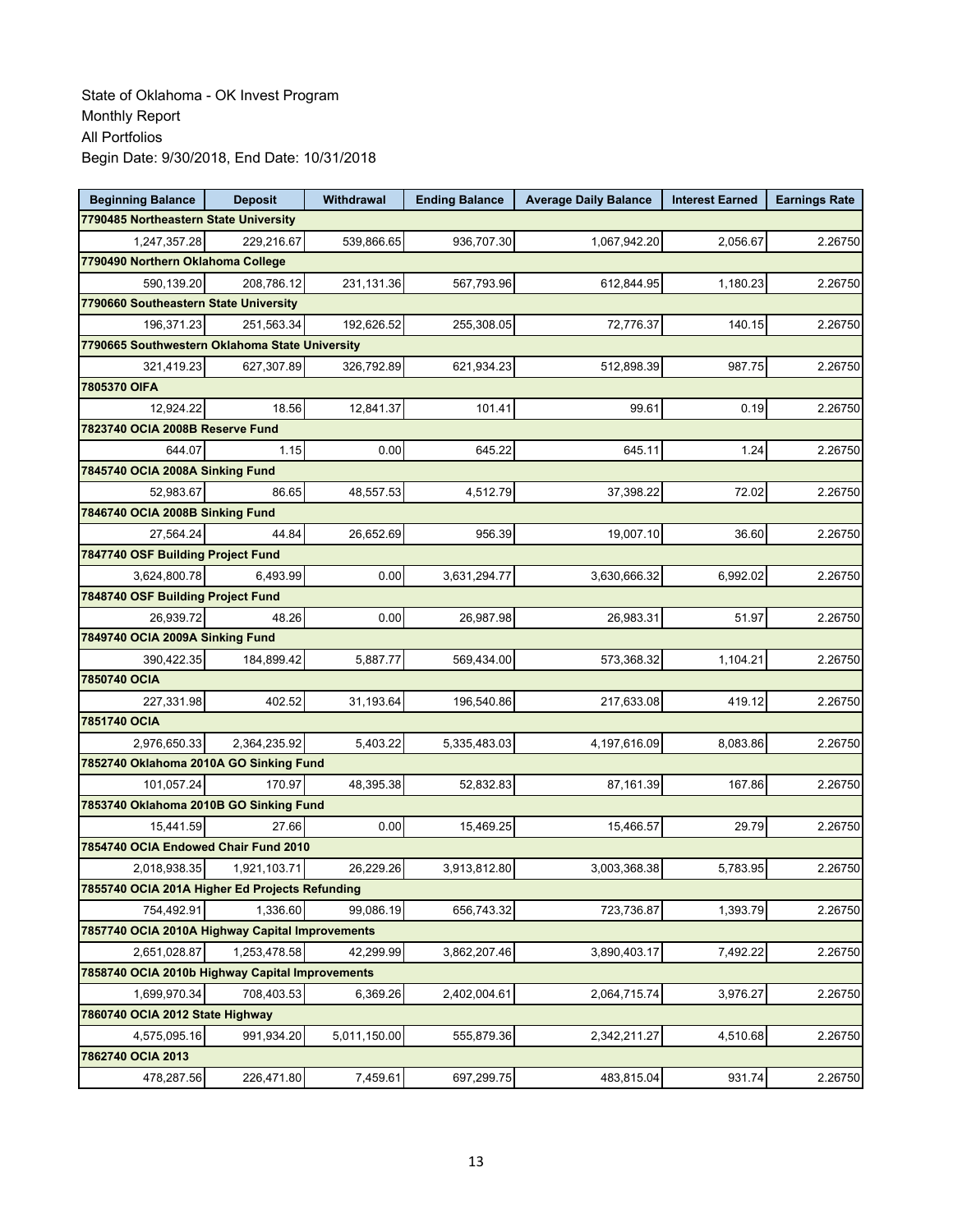State of Oklahoma - OK Invest Program
Monthly Report
All Portfolios
Begin Date: 9/30/2018, End Date: 10/31/2018

| Beginning Balance | Deposit | Withdrawal | Ending Balance | Average Daily Balance | Interest Earned | Earnings Rate |
|---|---|---|---|---|---|---|
| **7790485 Northeastern State University** | | | | | | |
| 1,247,357.28 | 229,216.67 | 539,866.65 | 936,707.30 | 1,067,942.20 | 2,056.67 | 2.26750 |
| **7790490 Northern Oklahoma College** | | | | | | |
| 590,139.20 | 208,786.12 | 231,131.36 | 567,793.96 | 612,844.95 | 1,180.23 | 2.26750 |
| **7790660 Southeastern State University** | | | | | | |
| 196,371.23 | 251,563.34 | 192,626.52 | 255,308.05 | 72,776.37 | 140.15 | 2.26750 |
| **7790665 Southwestern Oklahoma State University** | | | | | | |
| 321,419.23 | 627,307.89 | 326,792.89 | 621,934.23 | 512,898.39 | 987.75 | 2.26750 |
| **7805370 OIFA** | | | | | | |
| 12,924.22 | 18.56 | 12,841.37 | 101.41 | 99.61 | 0.19 | 2.26750 |
| **7823740 OCIA 2008B Reserve Fund** | | | | | | |
| 644.07 | 1.15 | 0.00 | 645.22 | 645.11 | 1.24 | 2.26750 |
| **7845740 OCIA 2008A Sinking Fund** | | | | | | |
| 52,983.67 | 86.65 | 48,557.53 | 4,512.79 | 37,398.22 | 72.02 | 2.26750 |
| **7846740 OCIA 2008B Sinking Fund** | | | | | | |
| 27,564.24 | 44.84 | 26,652.69 | 956.39 | 19,007.10 | 36.60 | 2.26750 |
| **7847740 OSF Building Project Fund** | | | | | | |
| 3,624,800.78 | 6,493.99 | 0.00 | 3,631,294.77 | 3,630,666.32 | 6,992.02 | 2.26750 |
| **7848740 OSF Building Project Fund** | | | | | | |
| 26,939.72 | 48.26 | 0.00 | 26,987.98 | 26,983.31 | 51.97 | 2.26750 |
| **7849740 OCIA 2009A Sinking Fund** | | | | | | |
| 390,422.35 | 184,899.42 | 5,887.77 | 569,434.00 | 573,368.32 | 1,104.21 | 2.26750 |
| **7850740 OCIA** | | | | | | |
| 227,331.98 | 402.52 | 31,193.64 | 196,540.86 | 217,633.08 | 419.12 | 2.26750 |
| **7851740 OCIA** | | | | | | |
| 2,976,650.33 | 2,364,235.92 | 5,403.22 | 5,335,483.03 | 4,197,616.09 | 8,083.86 | 2.26750 |
| **7852740 Oklahoma 2010A GO Sinking Fund** | | | | | | |
| 101,057.24 | 170.97 | 48,395.38 | 52,832.83 | 87,161.39 | 167.86 | 2.26750 |
| **7853740 Oklahoma 2010B GO Sinking Fund** | | | | | | |
| 15,441.59 | 27.66 | 0.00 | 15,469.25 | 15,466.57 | 29.79 | 2.26750 |
| **7854740 OCIA Endowed Chair Fund 2010** | | | | | | |
| 2,018,938.35 | 1,921,103.71 | 26,229.26 | 3,913,812.80 | 3,003,368.38 | 5,783.95 | 2.26750 |
| **7855740 OCIA 201A Higher Ed Projects Refunding** | | | | | | |
| 754,492.91 | 1,336.60 | 99,086.19 | 656,743.32 | 723,736.87 | 1,393.79 | 2.26750 |
| **7857740 OCIA 2010A Highway Capital Improvements** | | | | | | |
| 2,651,028.87 | 1,253,478.58 | 42,299.99 | 3,862,207.46 | 3,890,403.17 | 7,492.22 | 2.26750 |
| **7858740 OCIA 2010b Highway Capital Improvements** | | | | | | |
| 1,699,970.34 | 708,403.53 | 6,369.26 | 2,402,004.61 | 2,064,715.74 | 3,976.27 | 2.26750 |
| **7860740 OCIA 2012 State Highway** | | | | | | |
| 4,575,095.16 | 991,934.20 | 5,011,150.00 | 555,879.36 | 2,342,211.27 | 4,510.68 | 2.26750 |
| **7862740 OCIA 2013** | | | | | | |
| 478,287.56 | 226,471.80 | 7,459.61 | 697,299.75 | 483,815.04 | 931.74 | 2.26750 |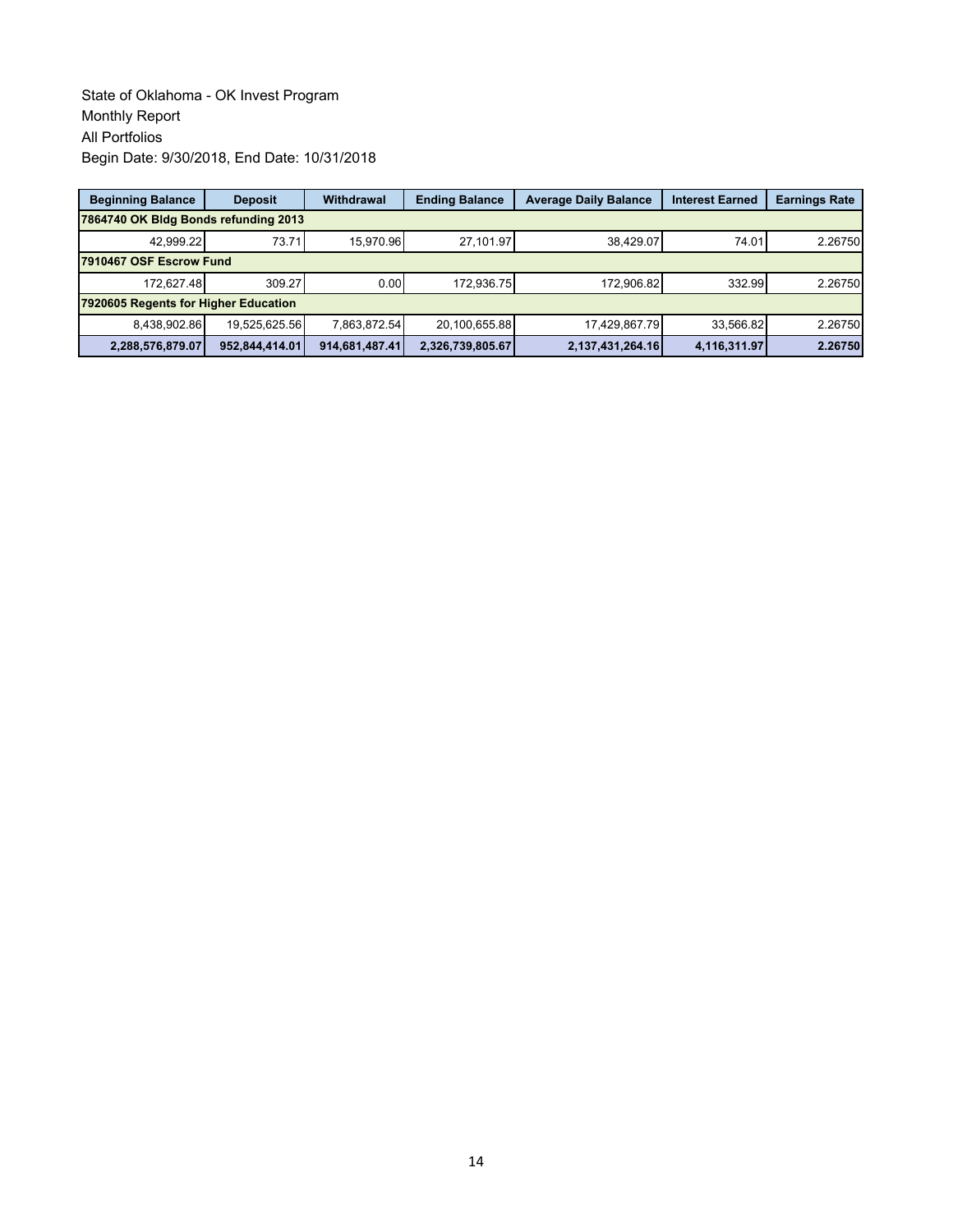State of Oklahoma - OK Invest Program
Monthly Report
All Portfolios
Begin Date: 9/30/2018, End Date: 10/31/2018

| Beginning Balance | Deposit | Withdrawal | Ending Balance | Average Daily Balance | Interest Earned | Earnings Rate |
|---|---|---|---|---|---|---|
| **7864740 OK Bldg Bonds refunding 2013** | | | | | | |
| 42,999.22 | 73.71 | 15,970.96 | 27,101.97 | 38,429.07 | 74.01 | 2.26750 |
| **7910467 OSF Escrow Fund** | | | | | | |
| 172,627.48 | 309.27 | 0.00 | 172,936.75 | 172,906.82 | 332.99 | 2.26750 |
| **7920605 Regents for Higher Education** | | | | | | |
| 8,438,902.86 | 19,525,625.56 | 7,863,872.54 | 20,100,655.88 | 17,429,867.79 | 33,566.82 | 2.26750 |
| **2,288,576,879.07** | **952,844,414.01** | **914,681,487.41** | **2,326,739,805.67** | **2,137,431,264.16** | **4,116,311.97** | **2.26750** |